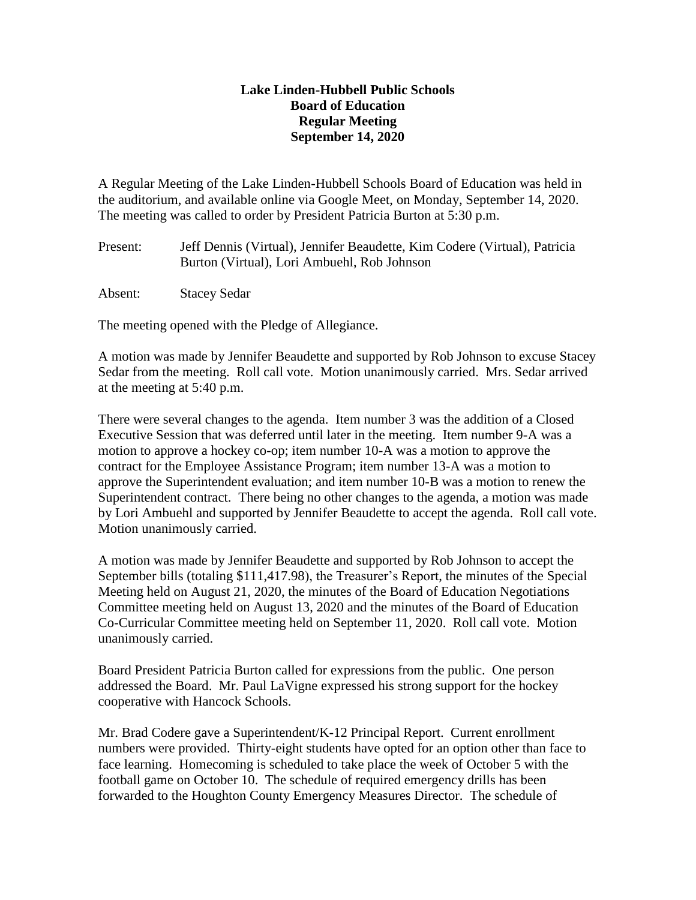**Lake Linden-Hubbell Public Schools**
**Board of Education**
**Regular Meeting**
**September 14, 2020**

A Regular Meeting of the Lake Linden-Hubbell Schools Board of Education was held in the auditorium, and available online via Google Meet, on Monday, September 14, 2020. The meeting was called to order by President Patricia Burton at 5:30 p.m.

Present: Jeff Dennis (Virtual), Jennifer Beaudette, Kim Codere (Virtual), Patricia Burton (Virtual), Lori Ambuehl, Rob Johnson

Absent: Stacey Sedar

The meeting opened with the Pledge of Allegiance.

A motion was made by Jennifer Beaudette and supported by Rob Johnson to excuse Stacey Sedar from the meeting. Roll call vote. Motion unanimously carried. Mrs. Sedar arrived at the meeting at 5:40 p.m.

There were several changes to the agenda. Item number 3 was the addition of a Closed Executive Session that was deferred until later in the meeting. Item number 9-A was a motion to approve a hockey co-op; item number 10-A was a motion to approve the contract for the Employee Assistance Program; item number 13-A was a motion to approve the Superintendent evaluation; and item number 10-B was a motion to renew the Superintendent contract. There being no other changes to the agenda, a motion was made by Lori Ambuehl and supported by Jennifer Beaudette to accept the agenda. Roll call vote. Motion unanimously carried.

A motion was made by Jennifer Beaudette and supported by Rob Johnson to accept the September bills (totaling $111,417.98), the Treasurer's Report, the minutes of the Special Meeting held on August 21, 2020, the minutes of the Board of Education Negotiations Committee meeting held on August 13, 2020 and the minutes of the Board of Education Co-Curricular Committee meeting held on September 11, 2020. Roll call vote. Motion unanimously carried.

Board President Patricia Burton called for expressions from the public. One person addressed the Board. Mr. Paul LaVigne expressed his strong support for the hockey cooperative with Hancock Schools.

Mr. Brad Codere gave a Superintendent/K-12 Principal Report. Current enrollment numbers were provided. Thirty-eight students have opted for an option other than face to face learning. Homecoming is scheduled to take place the week of October 5 with the football game on October 10. The schedule of required emergency drills has been forwarded to the Houghton County Emergency Measures Director. The schedule of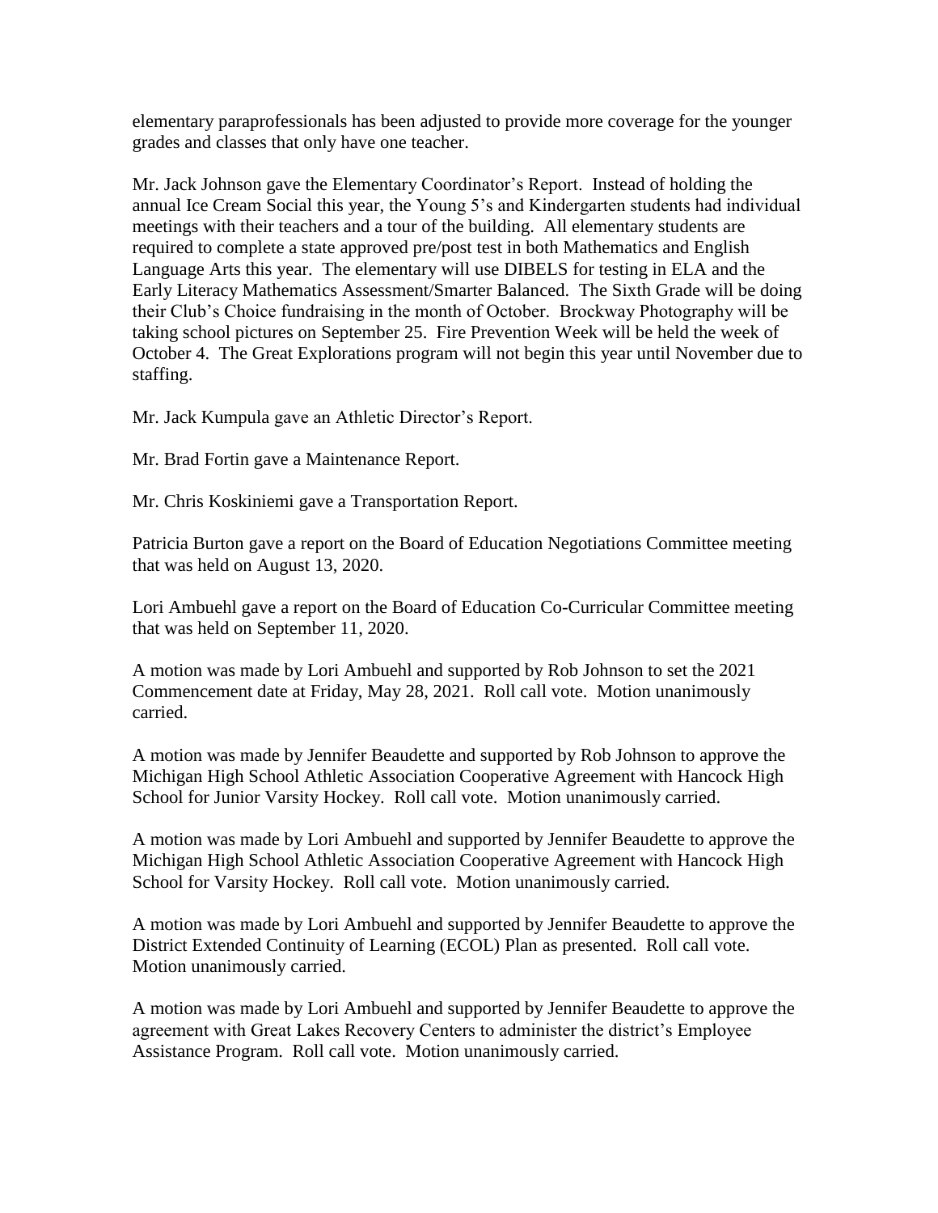elementary paraprofessionals has been adjusted to provide more coverage for the younger grades and classes that only have one teacher.

Mr. Jack Johnson gave the Elementary Coordinator's Report. Instead of holding the annual Ice Cream Social this year, the Young 5's and Kindergarten students had individual meetings with their teachers and a tour of the building. All elementary students are required to complete a state approved pre/post test in both Mathematics and English Language Arts this year. The elementary will use DIBELS for testing in ELA and the Early Literacy Mathematics Assessment/Smarter Balanced. The Sixth Grade will be doing their Club's Choice fundraising in the month of October. Brockway Photography will be taking school pictures on September 25. Fire Prevention Week will be held the week of October 4. The Great Explorations program will not begin this year until November due to staffing.

Mr. Jack Kumpula gave an Athletic Director's Report.

Mr. Brad Fortin gave a Maintenance Report.

Mr. Chris Koskiniemi gave a Transportation Report.

Patricia Burton gave a report on the Board of Education Negotiations Committee meeting that was held on August 13, 2020.

Lori Ambuehl gave a report on the Board of Education Co-Curricular Committee meeting that was held on September 11, 2020.

A motion was made by Lori Ambuehl and supported by Rob Johnson to set the 2021 Commencement date at Friday, May 28, 2021. Roll call vote. Motion unanimously carried.

A motion was made by Jennifer Beaudette and supported by Rob Johnson to approve the Michigan High School Athletic Association Cooperative Agreement with Hancock High School for Junior Varsity Hockey. Roll call vote. Motion unanimously carried.

A motion was made by Lori Ambuehl and supported by Jennifer Beaudette to approve the Michigan High School Athletic Association Cooperative Agreement with Hancock High School for Varsity Hockey. Roll call vote. Motion unanimously carried.

A motion was made by Lori Ambuehl and supported by Jennifer Beaudette to approve the District Extended Continuity of Learning (ECOL) Plan as presented. Roll call vote. Motion unanimously carried.

A motion was made by Lori Ambuehl and supported by Jennifer Beaudette to approve the agreement with Great Lakes Recovery Centers to administer the district's Employee Assistance Program. Roll call vote. Motion unanimously carried.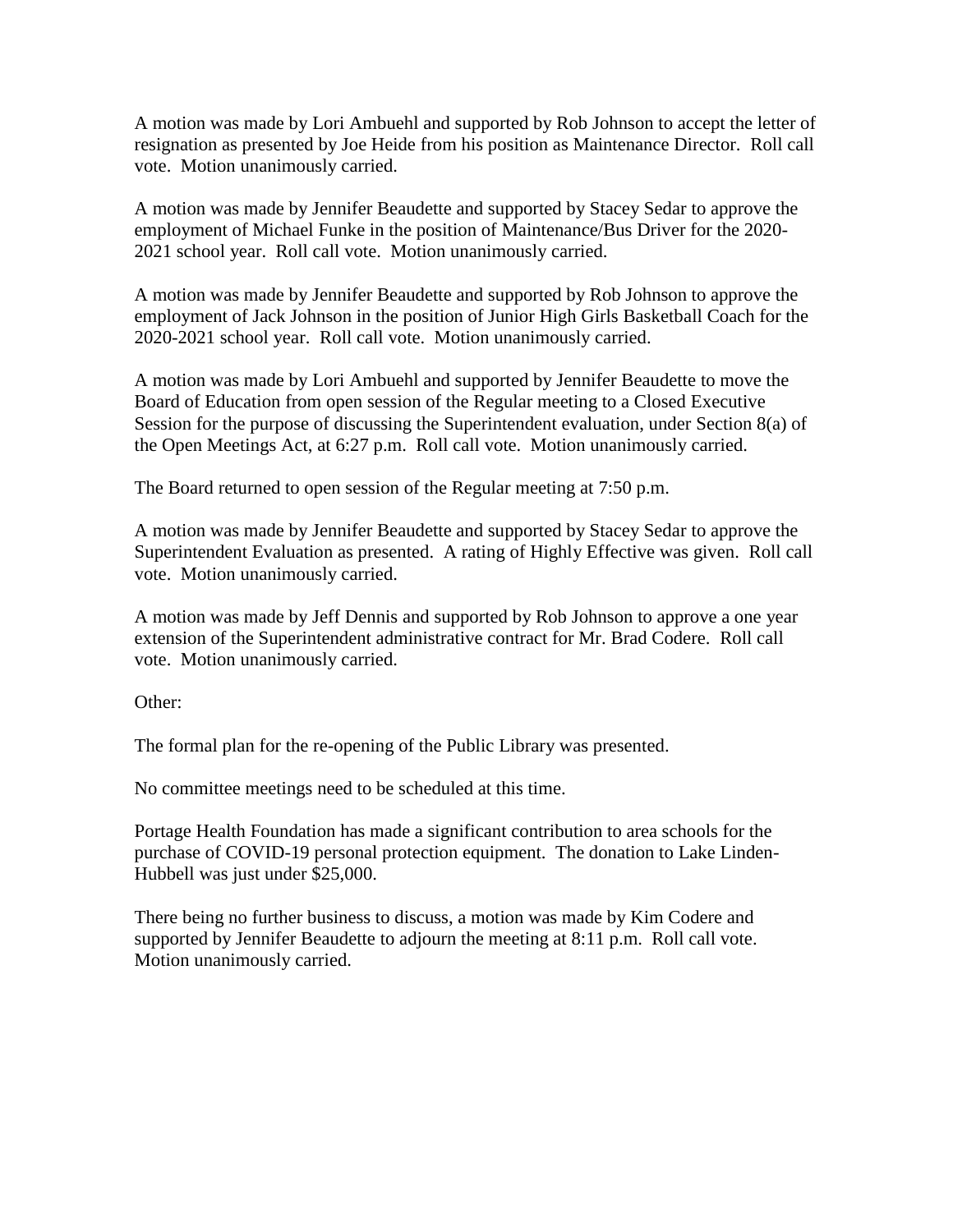A motion was made by Lori Ambuehl and supported by Rob Johnson to accept the letter of resignation as presented by Joe Heide from his position as Maintenance Director. Roll call vote. Motion unanimously carried.

A motion was made by Jennifer Beaudette and supported by Stacey Sedar to approve the employment of Michael Funke in the position of Maintenance/Bus Driver for the 2020-2021 school year. Roll call vote. Motion unanimously carried.

A motion was made by Jennifer Beaudette and supported by Rob Johnson to approve the employment of Jack Johnson in the position of Junior High Girls Basketball Coach for the 2020-2021 school year. Roll call vote. Motion unanimously carried.

A motion was made by Lori Ambuehl and supported by Jennifer Beaudette to move the Board of Education from open session of the Regular meeting to a Closed Executive Session for the purpose of discussing the Superintendent evaluation, under Section 8(a) of the Open Meetings Act, at 6:27 p.m. Roll call vote. Motion unanimously carried.

The Board returned to open session of the Regular meeting at 7:50 p.m.

A motion was made by Jennifer Beaudette and supported by Stacey Sedar to approve the Superintendent Evaluation as presented. A rating of Highly Effective was given. Roll call vote. Motion unanimously carried.

A motion was made by Jeff Dennis and supported by Rob Johnson to approve a one year extension of the Superintendent administrative contract for Mr. Brad Codere. Roll call vote. Motion unanimously carried.

Other:

The formal plan for the re-opening of the Public Library was presented.

No committee meetings need to be scheduled at this time.

Portage Health Foundation has made a significant contribution to area schools for the purchase of COVID-19 personal protection equipment. The donation to Lake Linden-Hubbell was just under $25,000.

There being no further business to discuss, a motion was made by Kim Codere and supported by Jennifer Beaudette to adjourn the meeting at 8:11 p.m. Roll call vote. Motion unanimously carried.